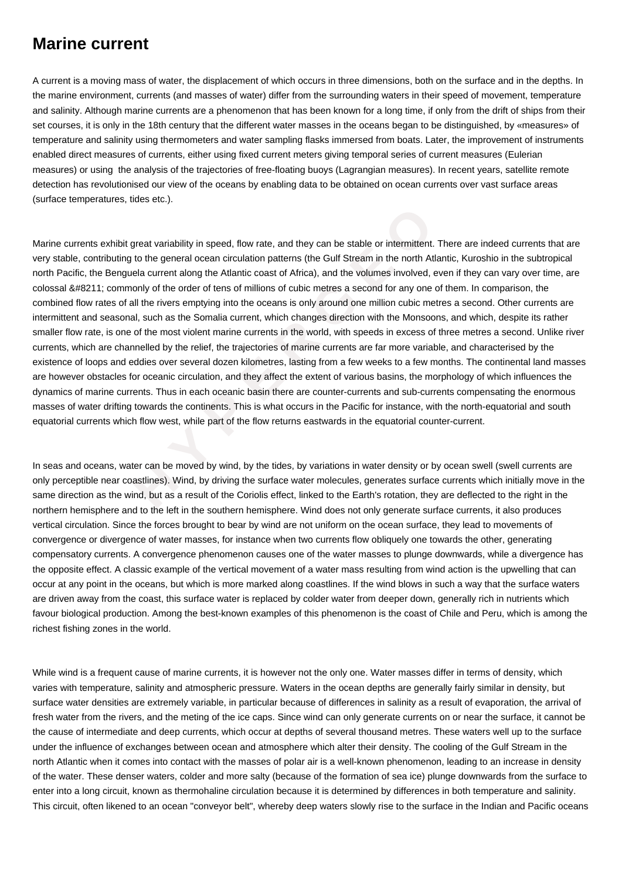# Marine current

A current is a moving mass of water, the displacement of which occurs in three dimensions, both on the surface and in the depths. In the marine environment, currents (and masses of water) differ from the surrounding waters in their speed of movement, temperature and salinity. Although marine currents are a phenomenon that has been known for a long time, if only from the drift of ships from their set courses, it is only in the 18th century that the different water masses in the oceans began to be distinguished, by «measures» of temperature and salinity using thermometers and water sampling flasks immersed from boats. Later, the improvement of instruments enabled direct measures of currents, either using fixed current meters giving temporal series of current measures (Eulerian measures) or using the analysis of the trajectories of free-floating buoys (Lagrangian measures). In recent years, satellite remote detection has revolutionised our view of the oceans by enabling data to be obtained on ocean currents over vast surface areas (surface temperatures, tides etc.).

Marine currents exhibit great variability in speed, flow rate, and they can be stable or intermittent. There are indeed currents that are very stable, contributing to the general ocean circulation patterns (the Gulf Stream in the north Atlantic, Kuroshio in the subtropical north Pacific, the Benguela current along the Atlantic coast of Africa), and the volumes involved, even if they can vary over time, are colossal &#8211; commonly of the order of tens of millions of cubic metres a second for any one of them. In comparison, the combined flow rates of all the rivers emptying into the oceans is only around one million cubic metres a second. Other currents are intermittent and seasonal, such as the Somalia current, which changes direction with the Monsoons, and which, despite its rather smaller flow rate, is one of the most violent marine currents in the world, with speeds in excess of three metres a second. Unlike river currents, which are channelled by the relief, the trajectories of marine currents are far more variable, and characterised by the existence of loops and eddies over several dozen kilometres, lasting from a few weeks to a few months. The continental land masses are however obstacles for oceanic circulation, and they affect the extent of various basins, the morphology of which influences the dynamics of marine currents. Thus in each oceanic basin there are counter-currents and sub-currents compensating the enormous masses of water drifting towards the continents. This is what occurs in the Pacific for instance, with the north-equatorial and south equatorial currents which flow west, while part of the flow returns eastwards in the equatorial counter-current.

In seas and oceans, water can be moved by wind, by the tides, by variations in water density or by ocean swell (swell currents are only perceptible near coastlines). Wind, by driving the surface water molecules, generates surface currents which initially move in the same direction as the wind, but as a result of the Coriolis effect, linked to the Earth's rotation, they are deflected to the right in the northern hemisphere and to the left in the southern hemisphere. Wind does not only generate surface currents, it also produces vertical circulation. Since the forces brought to bear by wind are not uniform on the ocean surface, they lead to movements of convergence or divergence of water masses, for instance when two currents flow obliquely one towards the other, generating compensatory currents. A convergence phenomenon causes one of the water masses to plunge downwards, while a divergence has the opposite effect. A classic example of the vertical movement of a water mass resulting from wind action is the upwelling that can occur at any point in the oceans, but which is more marked along coastlines. If the wind blows in such a way that the surface waters are driven away from the coast, this surface water is replaced by colder water from deeper down, generally rich in nutrients which favour biological production. Among the best-known examples of this phenomenon is the coast of Chile and Peru, which is among the richest fishing zones in the world.

While wind is a frequent cause of marine currents, it is however not the only one. Water masses differ in terms of density, which varies with temperature, salinity and atmospheric pressure. Waters in the ocean depths are generally fairly similar in density, but surface water densities are extremely variable, in particular because of differences in salinity as a result of evaporation, the arrival of fresh water from the rivers, and the meting of the ice caps. Since wind can only generate currents on or near the surface, it cannot be the cause of intermediate and deep currents, which occur at depths of several thousand metres. These waters well up to the surface under the influence of exchanges between ocean and atmosphere which alter their density. The cooling of the Gulf Stream in the north Atlantic when it comes into contact with the masses of polar air is a well-known phenomenon, leading to an increase in density of the water. These denser waters, colder and more salty (because of the formation of sea ice) plunge downwards from the surface to enter into a long circuit, known as thermohaline circulation because it is determined by differences in both temperature and salinity. This circuit, often likened to an ocean "conveyor belt", whereby deep waters slowly rise to the surface in the Indian and Pacific oceans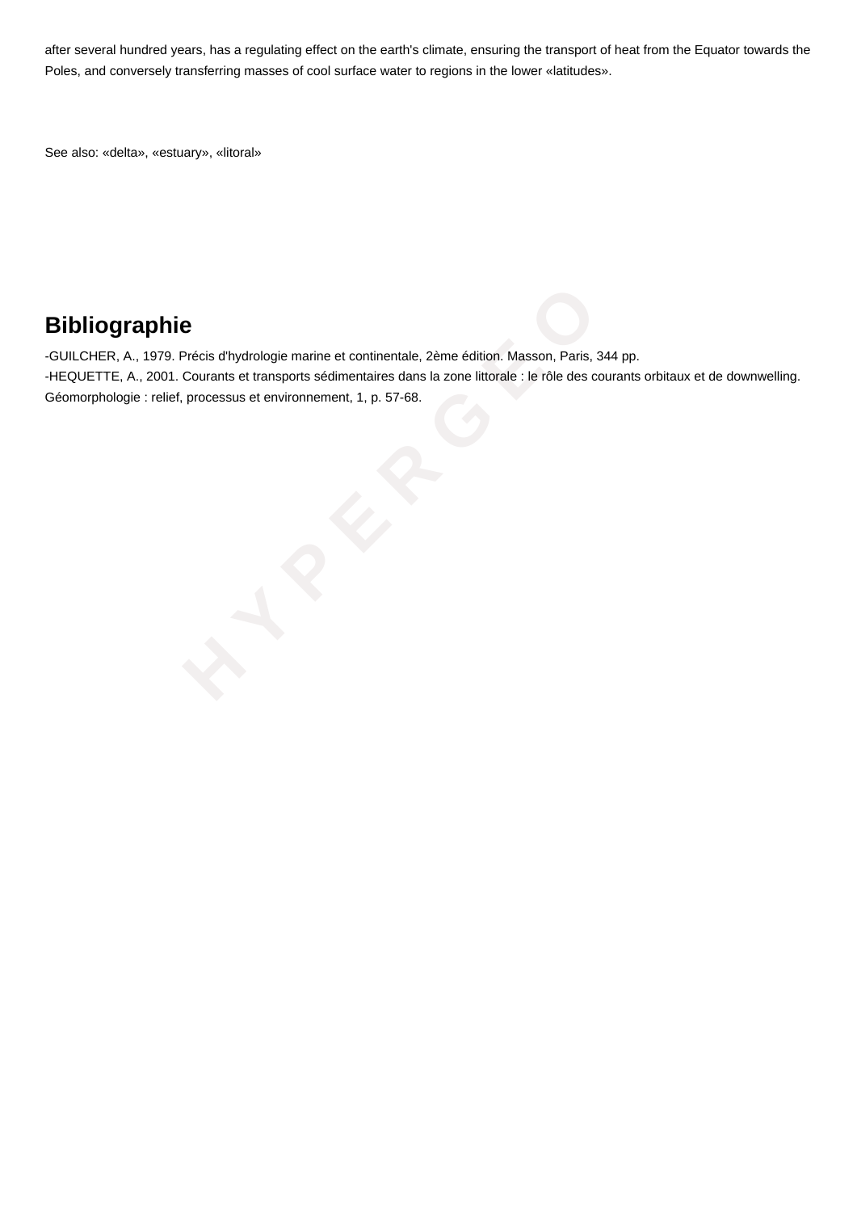after several hundred years, has a regulating effect on the earth's climate, ensuring the transport of heat from the Equator towards the Poles, and conversely transferring masses of cool surface water to regions in the lower «latitudes».

See also: «delta», «estuary», «litoral»

## Bibliographie

-GUILCHER, A., 1979. Précis d'hydrologie marine et continentale, 2ème édition. Masson, Paris, 344 pp.
-HEQUETTE, A., 2001. Courants et transports sédimentaires dans la zone littorale : le rôle des courants orbitaux et de downwelling. Géomorphologie : relief, processus et environnement, 1, p. 57-68.